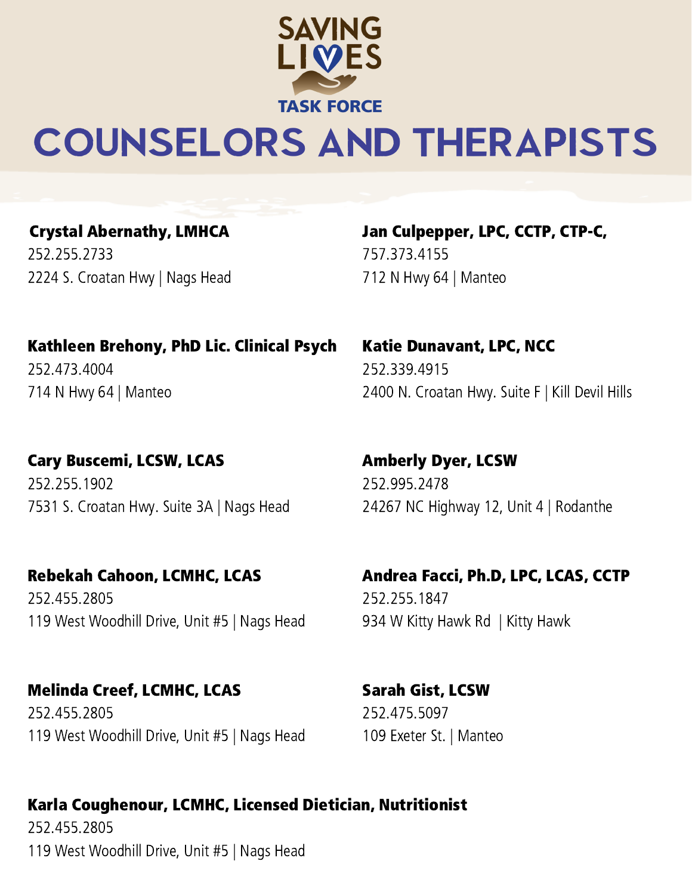SAVING LIVES TASK FORCE

# COUNSELORS AND THERAPISTS

**Crystal Abernathy, LMHCA**
252.255.2733
2224 S. Croatan Hwy | Nags Head

**Kathleen Brehony, PhD Lic. Clinical Psych**
252.473.4004
714 N Hwy 64 | Manteo

**Cary Buscemi, LCSW, LCAS**
252.255.1902
7531 S. Croatan Hwy. Suite 3A | Nags Head

**Rebekah Cahoon, LCMHC, LCAS**
252.455.2805
119 West Woodhill Drive, Unit #5 | Nags Head

**Melinda Creef, LCMHC, LCAS**
252.455.2805
119 West Woodhill Drive, Unit #5 | Nags Head

**Karla Coughenour, LCMHC, Licensed Dietician, Nutritionist**
252.455.2805
119 West Woodhill Drive, Unit #5 | Nags Head

**Jan Culpepper, LPC, CCTP, CTP-C,**
757.373.4155
712 N Hwy 64 | Manteo

**Katie Dunavant, LPC, NCC**
252.339.4915
2400 N. Croatan Hwy. Suite F | Kill Devil Hills

**Amberly Dyer, LCSW**
252.995.2478
24267 NC Highway 12, Unit 4 | Rodanthe

**Andrea Facci, Ph.D, LPC, LCAS, CCTP**
252.255.1847
934 W Kitty Hawk Rd | Kitty Hawk

**Sarah Gist, LCSW**
252.475.5097
109 Exeter St. | Manteo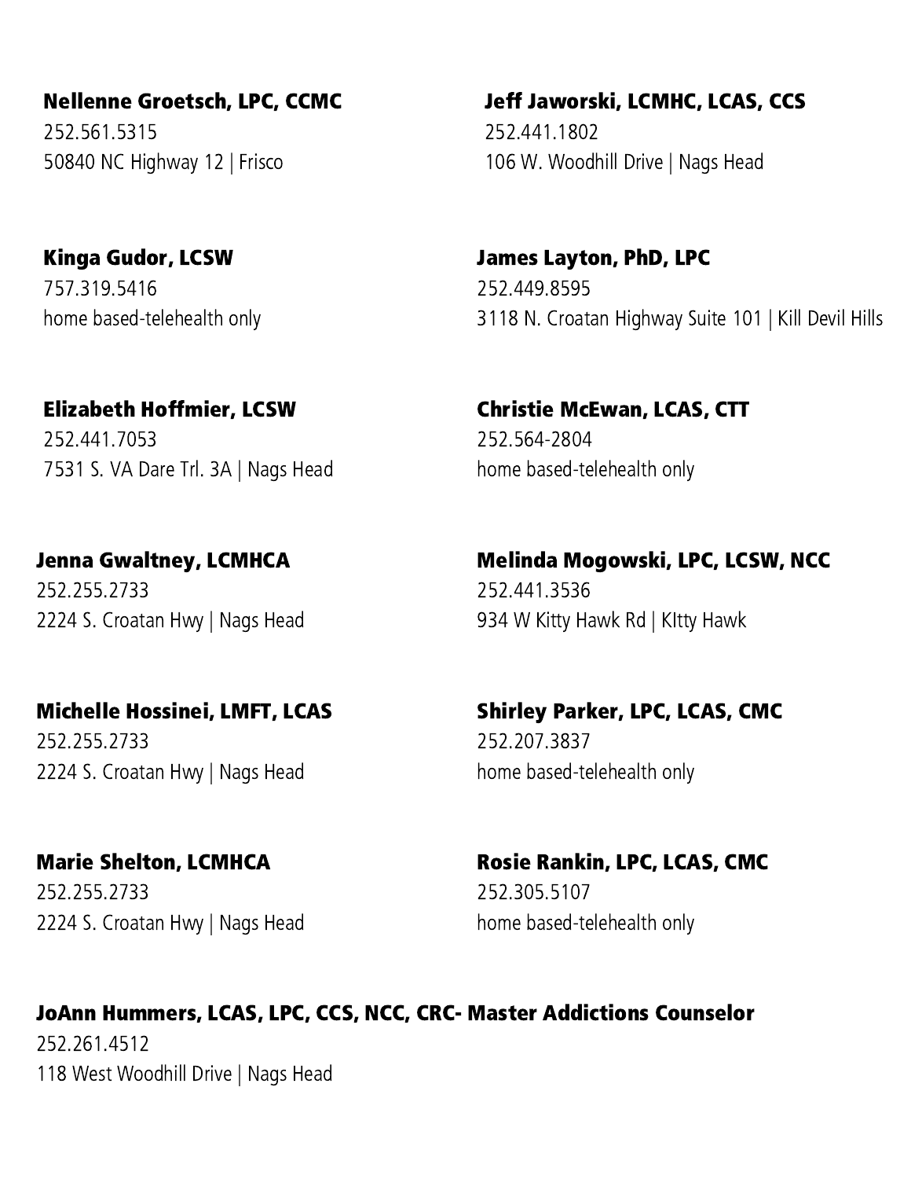**Nellenne Groetsch, LPC, CCMC**
252.561.5315
50840 NC Highway 12 | Frisco

**Kinga Gudor, LCSW**
757.319.5416
home based-telehealth only

**Elizabeth Hoffmier, LCSW**
252.441.7053
7531 S. VA Dare Trl. 3A | Nags Head

**Jenna Gwaltney, LCMHCA**
252.255.2733
2224 S. Croatan Hwy | Nags Head

**Michelle Hossinei, LMFT, LCAS**
252.255.2733
2224 S. Croatan Hwy | Nags Head

**Marie Shelton, LCMHCA**
252.255.2733
2224 S. Croatan Hwy | Nags Head

**Jeff Jaworski, LCMHC, LCAS, CCS**
252.441.1802
106 W. Woodhill Drive | Nags Head

**James Layton, PhD, LPC**
252.449.8595
3118 N. Croatan Highway Suite 101 | Kill Devil Hills

**Christie McEwan, LCAS, CTT**
252.564-2804
home based-telehealth only

**Melinda Mogowski, LPC, LCSW, NCC**
252.441.3536
934 W Kitty Hawk Rd | KItty Hawk

**Shirley Parker, LPC, LCAS, CMC**
252.207.3837
home based-telehealth only

**Rosie Rankin, LPC, LCAS, CMC**
252.305.5107
home based-telehealth only

**JoAnn Hummers, LCAS, LPC, CCS, NCC, CRC- Master Addictions Counselor**
252.261.4512
118 West Woodhill Drive | Nags Head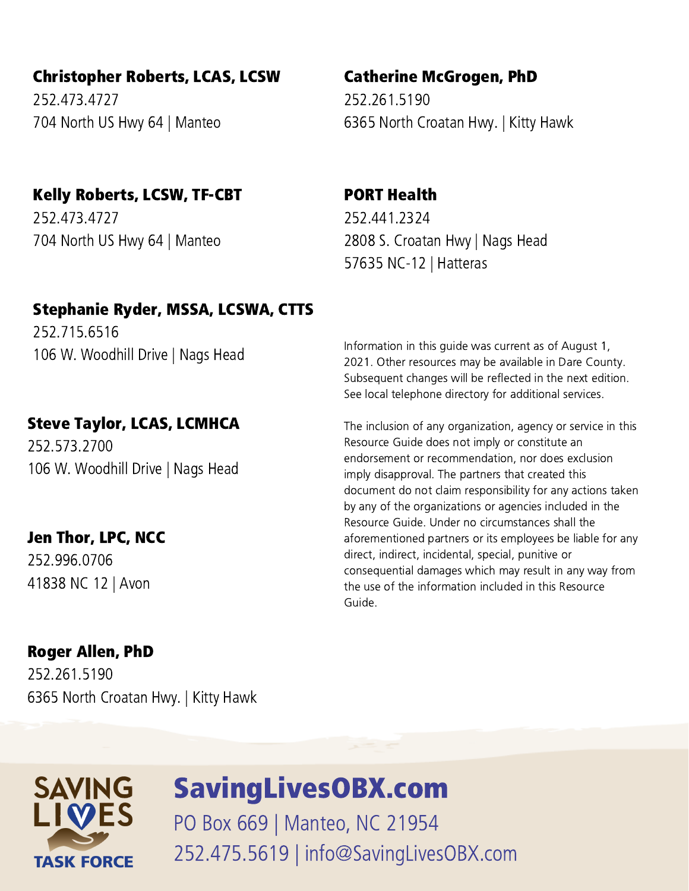**Christopher Roberts, LCAS, LCSW**
252.473.4727
704 North US Hwy 64 | Manteo

**Kelly Roberts, LCSW, TF-CBT**
252.473.4727
704 North US Hwy 64 | Manteo

**Stephanie Ryder, MSSA, LCSWA, CTTS**
252.715.6516
106 W. Woodhill Drive | Nags Head

**Steve Taylor, LCAS, LCMHCA**
252.573.2700
106 W. Woodhill Drive | Nags Head

**Jen Thor, LPC, NCC**
252.996.0706
41838 NC 12 | Avon

**Roger Allen, PhD**
252.261.5190
6365 North Croatan Hwy. | Kitty Hawk

**Catherine McGrogen, PhD**
252.261.5190
6365 North Croatan Hwy. | Kitty Hawk

**PORT Health**
252.441.2324
2808 S. Croatan Hwy | Nags Head
57635 NC-12 | Hatteras

Information in this guide was current as of August 1, 2021. Other resources may be available in Dare County. Subsequent changes will be reflected in the next edition. See local telephone directory for additional services.

The inclusion of any organization, agency or service in this Resource Guide does not imply or constitute an endorsement or recommendation, nor does exclusion imply disapproval. The partners that created this document do not claim responsibility for any actions taken by any of the organizations or agencies included in the Resource Guide. Under no circumstances shall the aforementioned partners or its employees be liable for any direct, indirect, incidental, special, punitive or consequential damages which may result in any way from the use of the information included in this Resource Guide.

SAVING LIVES TASK FORCE

**SavingLivesOBX.com**
PO Box 669 | Manteo, NC 21954
252.475.5619 | info@SavingLivesOBX.com